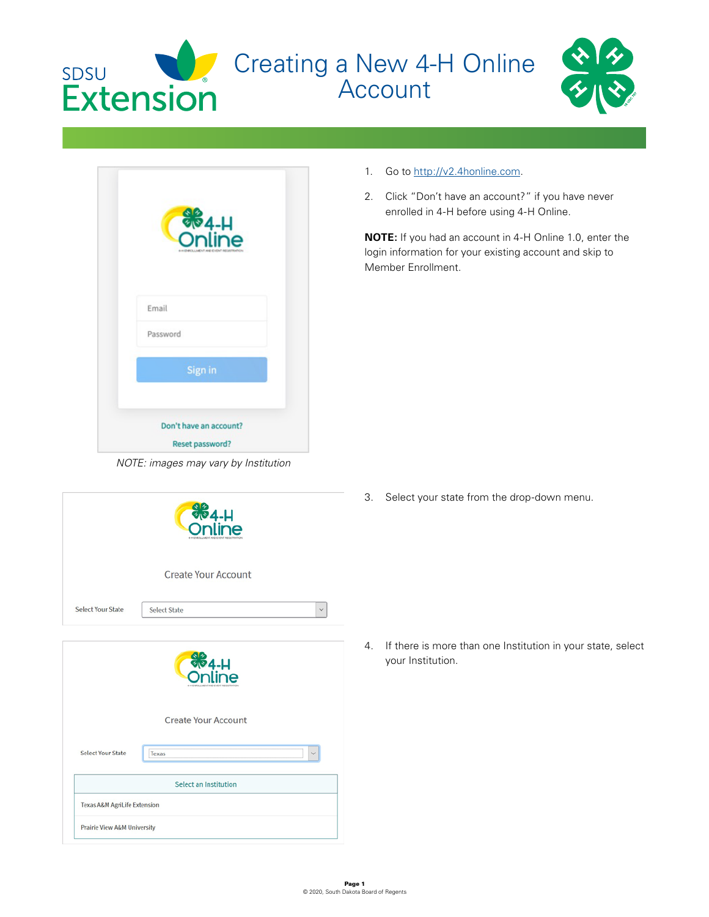# Creating a New 4-H Online Account

1. Go to http://v2.4honline.com.
2. Click "Don't have an account?" if you have never enrolled in 4-H before using 4-H Online.

**NOTE:** If you had an account in 4-H Online 1.0, enter the login information for your existing account and skip to Member Enrollment.

*NOTE: images may vary by Institution*

3. Select your state from the drop-down menu.
4. If there is more than one Institution in your state, select your Institution.

© 2020, South Dakota Board of Regents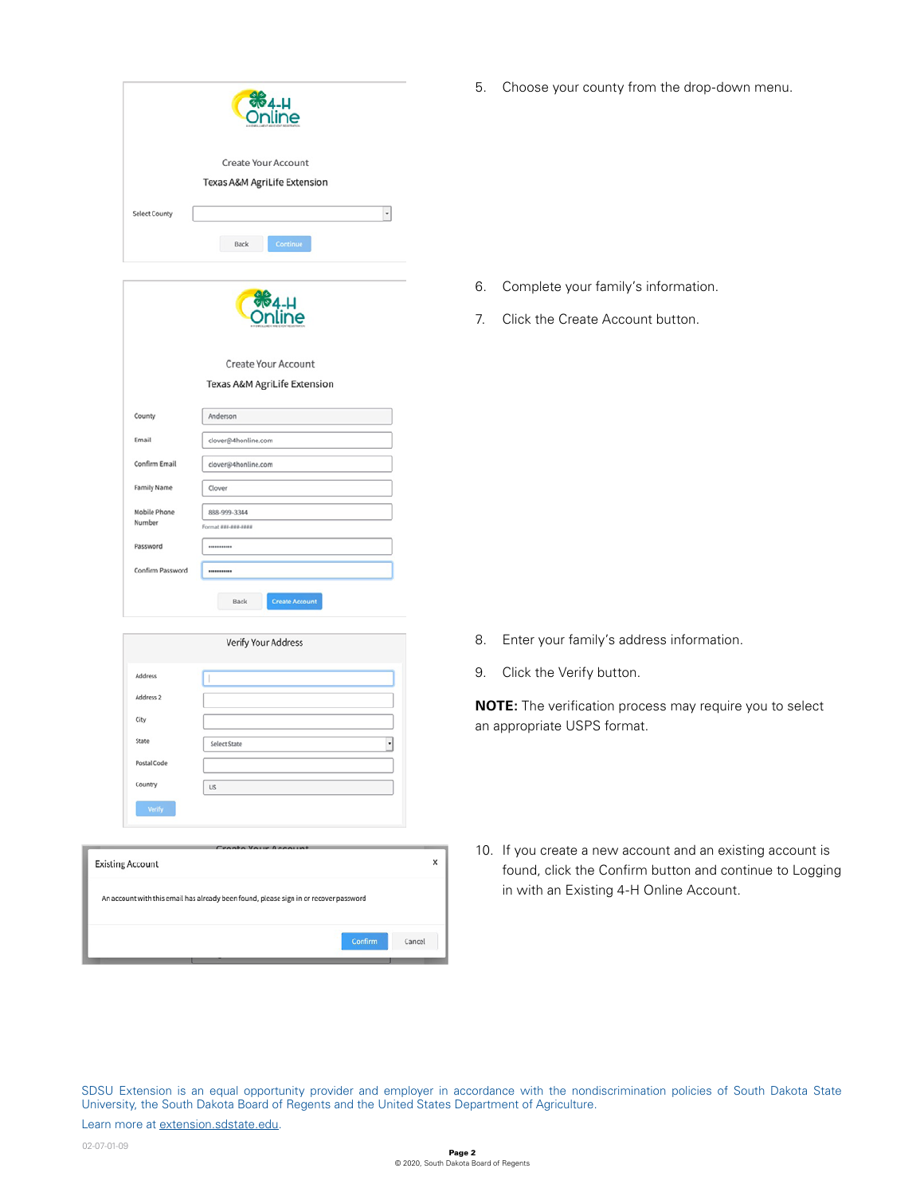5. Choose your county from the drop-down menu.

6. Complete your family's information.

7. Click the Create Account button.

8. Enter your family's address information.

9. Click the Verify button.

**NOTE:** The verification process may require you to select an appropriate USPS format.

10. If you create a new account and an existing account is found, click the Confirm button and continue to Logging in with an Existing 4-H Online Account.

SDSU Extension is an equal opportunity provider and employer in accordance with the nondiscrimination policies of South Dakota State University, the South Dakota Board of Regents and the United States Department of Agriculture.

Learn more at extension.sdstate.edu.

02-07-01-09

© 2020, South Dakota Board of Regents